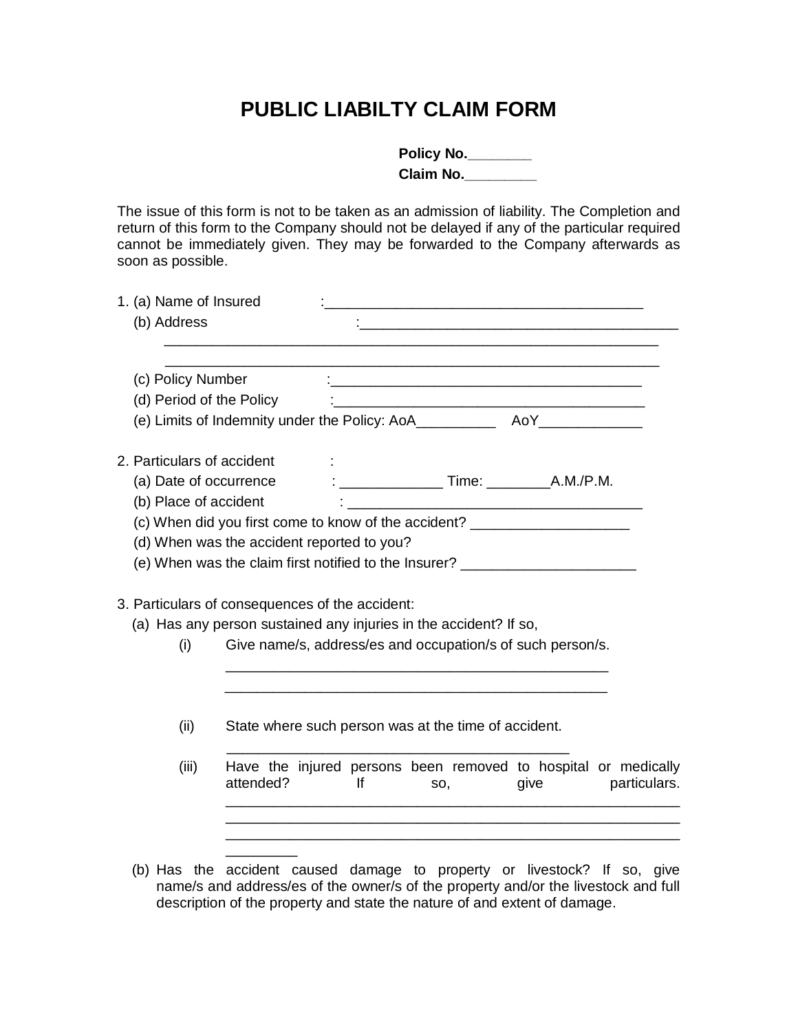# PUBLIC LIABILTY CLAIM FORM

**Policy No.________**
**Claim No._________**

The issue of this form is not to be taken as an admission of liability. The Completion and return of this form to the Company should not be delayed if any of the particular required cannot be immediately given. They may be forwarded to the Company afterwards as soon as possible.

1. (a) Name of Insured :_________________________________________

   (b) Address :_________________________________________

   _________________________________________________________________

   _________________________________________________________________

   (c) Policy Number :_________________________________________

   (d) Period of the Policy :_________________________________________

   (e) Limits of Indemnity under the Policy: AoA__________ AoY_____________

2. Particulars of accident :

   (a) Date of occurrence : _____________ Time: ________A.M./P.M.

   (b) Place of accident : _____________________________________

   (c) When did you first come to know of the accident? ____________________

   (d) When was the accident reported to you?

   (e) When was the claim first notified to the Insurer? ______________________

3. Particulars of consequences of the accident:

   (a) Has any person sustained any injuries in the accident? If so,

      (i) Give name/s, address/es and occupation/s of such person/s.

      __________________________________________________

      __________________________________________________

      (ii) State where such person was at the time of accident.

      ____________________________________________

      (iii) Have the injured persons been removed to hospital or medically attended? If so, give particulars.

      __________________________________________________________

      __________________________________________________________

      __________________________________________________________

      _________

   (b) Has the accident caused damage to property or livestock? If so, give name/s and address/es of the owner/s of the property and/or the livestock and full description of the property and state the nature of and extent of damage.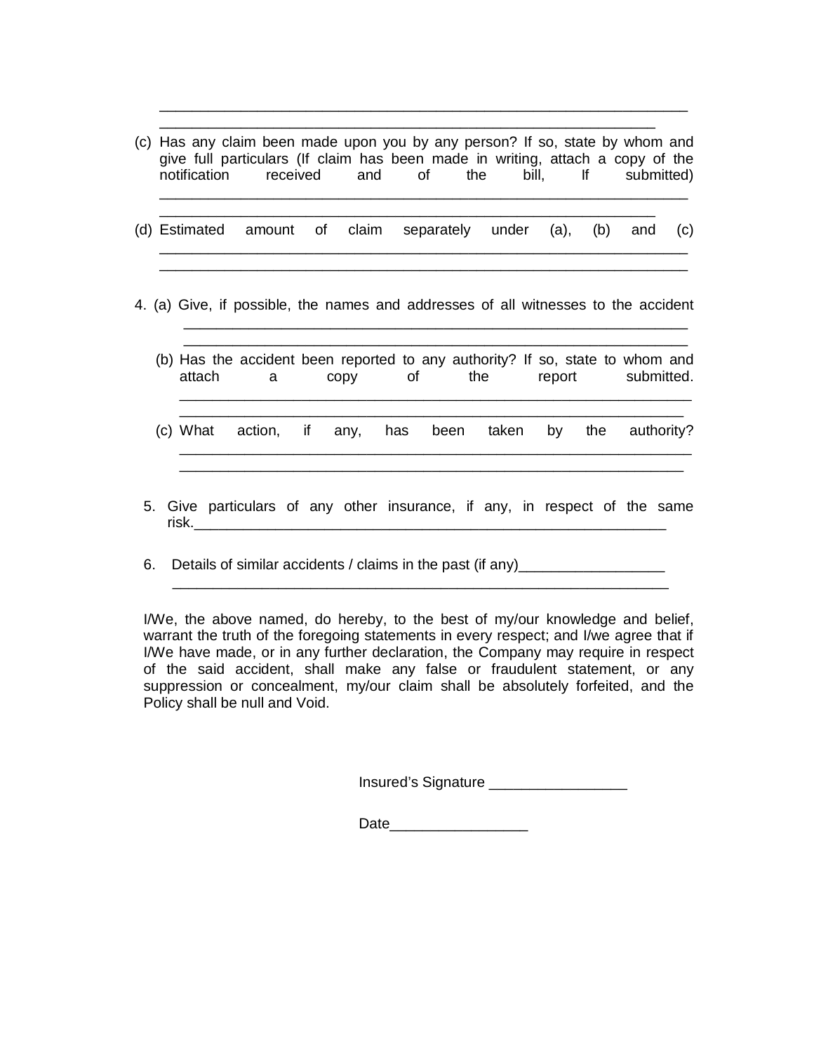\_\_\_\_\_\_\_\_\_\_\_\_\_\_\_\_\_\_\_\_\_\_\_\_\_\_\_\_\_\_\_\_\_\_\_\_\_\_\_\_\_\_\_\_\_\_\_\_\_\_\_\_\_\_\_\_\_\_\_\_\_\_\_\_
\_\_\_\_\_\_\_\_\_\_\_\_\_\_\_\_\_\_\_\_\_\_\_\_\_\_\_\_\_\_\_\_\_\_\_\_\_\_\_\_\_\_\_\_\_\_\_\_\_\_\_\_\_\_\_\_\_\_\_\_

(c) Has any claim been made upon you by any person? If so, state by whom and give full particulars (If claim has been made in writing, attach a copy of the notification received and of the bill, If submitted) \_\_\_\_\_\_\_\_\_\_\_\_\_\_\_\_\_\_\_\_\_\_\_\_\_\_\_\_\_\_\_\_\_\_\_\_\_\_\_\_\_\_\_\_\_\_\_\_\_\_\_\_\_\_\_\_\_\_\_\_\_\_\_\_
\_\_\_\_\_\_\_\_\_\_\_\_\_\_\_\_\_\_\_\_\_\_\_\_\_\_\_\_\_\_\_\_\_\_\_\_\_\_\_\_\_\_\_\_\_\_\_\_\_\_\_\_\_\_\_\_\_\_\_\_

(d) Estimated amount of claim separately under (a), (b) and (c) \_\_\_\_\_\_\_\_\_\_\_\_\_\_\_\_\_\_\_\_\_\_\_\_\_\_\_\_\_\_\_\_\_\_\_\_\_\_\_\_\_\_\_\_\_\_\_\_\_\_\_\_\_\_\_\_\_\_\_\_\_\_\_\_
\_\_\_\_\_\_\_\_\_\_\_\_\_\_\_\_\_\_\_\_\_\_\_\_\_\_\_\_\_\_\_\_\_\_\_\_\_\_\_\_\_\_\_\_\_\_\_\_\_\_\_\_\_\_\_\_\_\_\_\_\_\_\_\_

4. (a) Give, if possible, the names and addresses of all witnesses to the accident \_\_\_\_\_\_\_\_\_\_\_\_\_\_\_\_\_\_\_\_\_\_\_\_\_\_\_\_\_\_\_\_\_\_\_\_\_\_\_\_\_\_\_\_\_\_\_\_\_\_\_\_\_\_\_\_\_\_\_\_\_\_
\_\_\_\_\_\_\_\_\_\_\_\_\_\_\_\_\_\_\_\_\_\_\_\_\_\_\_\_\_\_\_\_\_\_\_\_\_\_\_\_\_\_\_\_\_\_\_\_\_\_\_\_\_\_\_\_\_\_\_\_\_\_

   (b) Has the accident been reported to any authority? If so, state to whom and attach a copy of the report submitted. \_\_\_\_\_\_\_\_\_\_\_\_\_\_\_\_\_\_\_\_\_\_\_\_\_\_\_\_\_\_\_\_\_\_\_\_\_\_\_\_\_\_\_\_\_\_\_\_\_\_\_\_\_\_\_\_\_\_\_\_\_\_
\_\_\_\_\_\_\_\_\_\_\_\_\_\_\_\_\_\_\_\_\_\_\_\_\_\_\_\_\_\_\_\_\_\_\_\_\_\_\_\_\_\_\_\_\_\_\_\_\_\_\_\_\_\_\_\_\_\_\_\_\_\_

   (c) What action, if any, has been taken by the authority? \_\_\_\_\_\_\_\_\_\_\_\_\_\_\_\_\_\_\_\_\_\_\_\_\_\_\_\_\_\_\_\_\_\_\_\_\_\_\_\_\_\_\_\_\_\_\_\_\_\_\_\_\_\_\_\_\_\_\_\_\_\_
\_\_\_\_\_\_\_\_\_\_\_\_\_\_\_\_\_\_\_\_\_\_\_\_\_\_\_\_\_\_\_\_\_\_\_\_\_\_\_\_\_\_\_\_\_\_\_\_\_\_\_\_\_\_\_\_\_\_\_\_\_\_

5. Give particulars of any other insurance, if any, in respect of the same risk.\_\_\_\_\_\_\_\_\_\_\_\_\_\_\_\_\_\_\_\_\_\_\_\_\_\_\_\_\_\_\_\_\_\_\_\_\_\_\_\_\_\_\_\_\_\_\_\_\_\_\_\_\_\_\_\_\_\_

6. Details of similar accidents / claims in the past (if any)\_\_\_\_\_\_\_\_\_\_\_\_\_\_\_\_\_\_
\_\_\_\_\_\_\_\_\_\_\_\_\_\_\_\_\_\_\_\_\_\_\_\_\_\_\_\_\_\_\_\_\_\_\_\_\_\_\_\_\_\_\_\_\_\_\_\_\_\_\_\_\_\_\_\_\_\_\_\_

I/We, the above named, do hereby, to the best of my/our knowledge and belief, warrant the truth of the foregoing statements in every respect; and I/we agree that if I/We have made, or in any further declaration, the Company may require in respect of the said accident, shall make any false or fraudulent statement, or any suppression or concealment, my/our claim shall be absolutely forfeited, and the Policy shall be null and Void.

Insured's Signature \_\_\_\_\_\_\_\_\_\_\_\_\_\_\_\_\_

Date\_\_\_\_\_\_\_\_\_\_\_\_\_\_\_\_\_